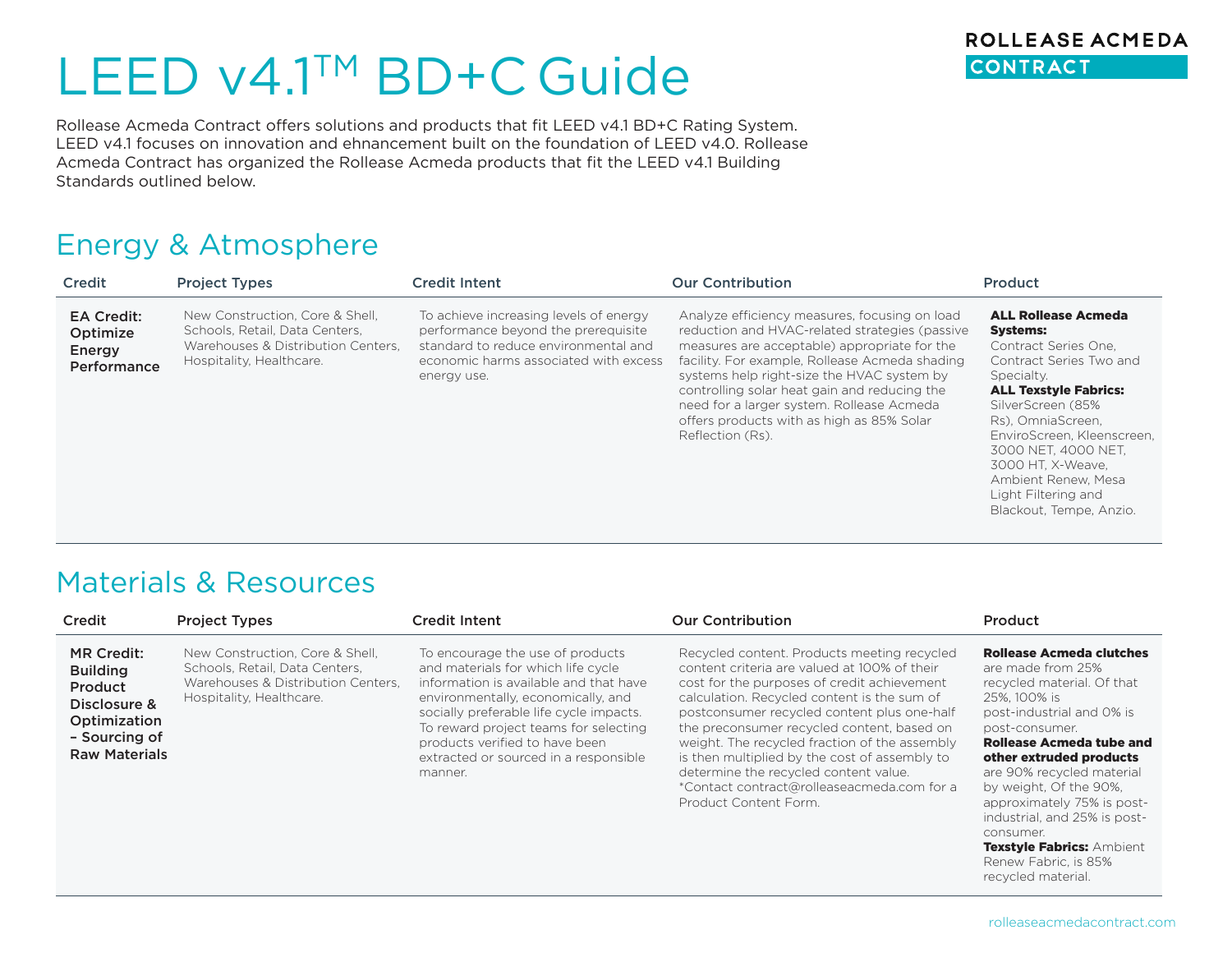ROLLEASE ACMEDA CONTRACT

# LEED v4.1™ BD+C Guide

Rollease Acmeda Contract offers solutions and products that fit LEED v4.1 BD+C Rating System. LEED v4.1 focuses on innovation and ehnancement built on the foundation of LEED v4.0. Rollease Acmeda Contract has organized the Rollease Acmeda products that fit the LEED v4.1 Building Standards outlined below.

## Energy & Atmosphere

| Credit | Project Types | Credit Intent | Our Contribution | Product |
|---|---|---|---|---|
| **EA Credit: Optimize Energy Performance** | New Construction, Core & Shell, Schools, Retail, Data Centers, Warehouses & Distribution Centers, Hospitality, Healthcare. | To achieve increasing levels of energy performance beyond the prerequisite standard to reduce environmental and economic harms associated with excess energy use. | Analyze efficiency measures, focusing on load reduction and HVAC-related strategies (passive measures are acceptable) appropriate for the facility. For example, Rollease Acmeda shading systems help right-size the HVAC system by controlling solar heat gain and reducing the need for a larger system. Rollease Acmeda offers products with as high as 85% Solar Reflection (Rs). | **ALL Rollease Acmeda Systems:** Contract Series One, Contract Series Two and Specialty. **ALL Texstyle Fabrics:** SilverScreen (85% Rs), OmniaScreen, EnviroScreen, Kleenscreen, 3000 NET, 4000 NET, 3000 HT, X-Weave, Ambient Renew, Mesa Light Filtering and Blackout, Tempe, Anzio. |

## Materials & Resources

| Credit | Project Types | Credit Intent | Our Contribution | Product |
|---|---|---|---|---|
| **MR Credit: Building Product Disclosure & Optimization – Sourcing of Raw Materials** | New Construction, Core & Shell, Schools, Retail, Data Centers, Warehouses & Distribution Centers, Hospitality, Healthcare. | To encourage the use of products and materials for which life cycle information is available and that have environmentally, economically, and socially preferable life cycle impacts. To reward project teams for selecting products verified to have been extracted or sourced in a responsible manner. | Recycled content. Products meeting recycled content criteria are valued at 100% of their cost for the purposes of credit achievement calculation. Recycled content is the sum of postconsumer recycled content plus one-half the preconsumer recycled content, based on weight. The recycled fraction of the assembly is then multiplied by the cost of assembly to determine the recycled content value. *Contact contract@rolleaseacmeda.com for a Product Content Form. | **Rollease Acmeda clutches** are made from 25% recycled material. Of that 25%, 100% is post-industrial and 0% is post-consumer. **Rollease Acmeda tube and other extruded products** are 90% recycled material by weight, Of the 90%, approximately 75% is post-industrial, and 25% is post-consumer. **Texstyle Fabrics:** Ambient Renew Fabric, is 85% recycled material. |

rolleaseacmedacontract.com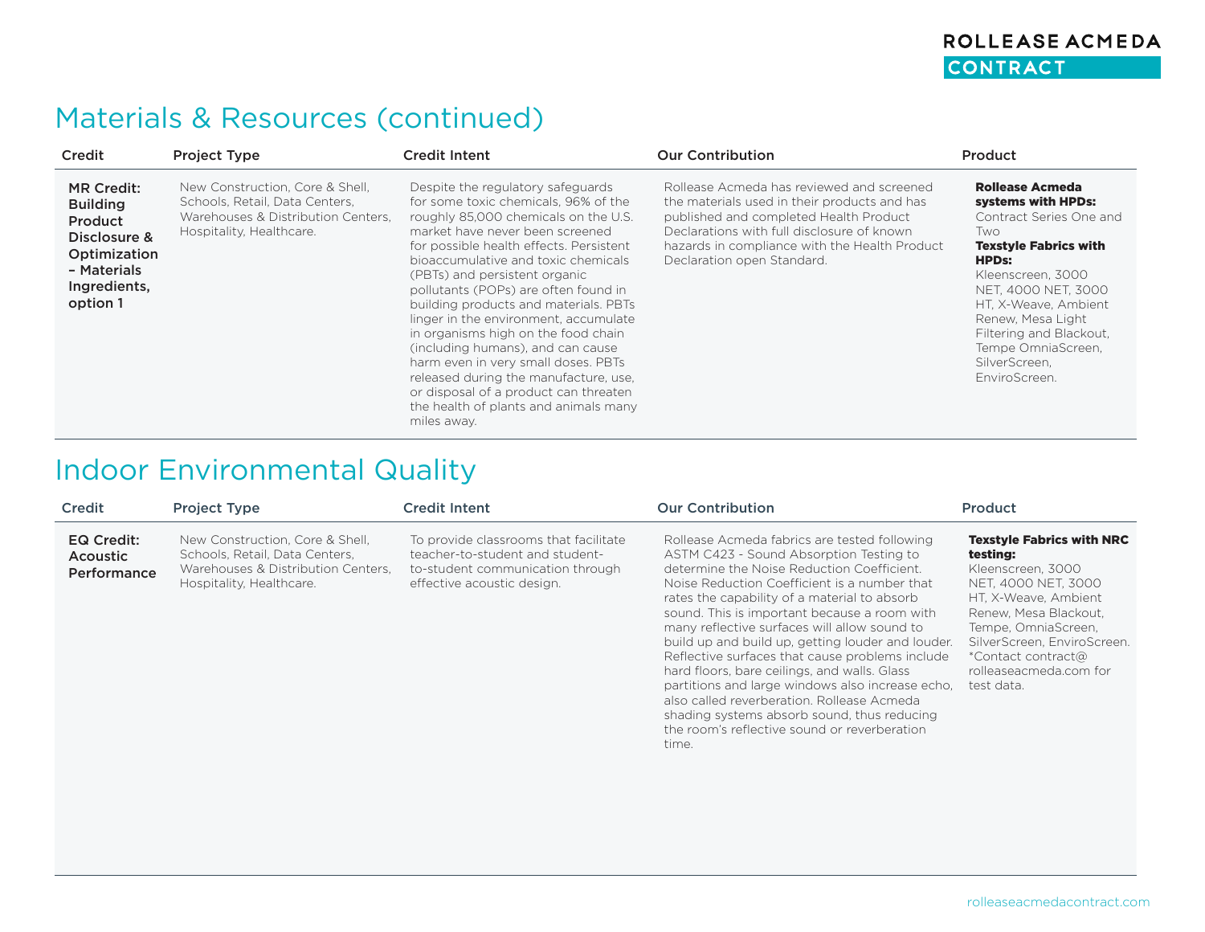## Materials & Resources (continued)

| Credit | Project Type | Credit Intent | Our Contribution | Product |
|---|---|---|---|---|
| **MR Credit: Building Product Disclosure & Optimization – Materials Ingredients, option 1** | New Construction, Core & Shell, Schools, Retail, Data Centers, Warehouses & Distribution Centers, Hospitality, Healthcare. | Despite the regulatory safeguards for some toxic chemicals, 96% of the roughly 85,000 chemicals on the U.S. market have never been screened for possible health effects. Persistent bioaccumulative and toxic chemicals (PBTs) and persistent organic pollutants (POPs) are often found in building products and materials. PBTs linger in the environment, accumulate in organisms high on the food chain (including humans), and can cause harm even in very small doses. PBTs released during the manufacture, use, or disposal of a product can threaten the health of plants and animals many miles away. | Rollease Acmeda has reviewed and screened the materials used in their products and has published and completed Health Product Declarations with full disclosure of known hazards in compliance with the Health Product Declaration open Standard. | **Rollease Acmeda systems with HPDs:** Contract Series One and Two **Texstyle Fabrics with HPDs:** Kleenscreen, 3000 NET, 4000 NET, 3000 HT, X-Weave, Ambient Renew, Mesa Light Filtering and Blackout, Tempe OmniaScreen, SilverScreen, EnviroScreen. |

## Indoor Environmental Quality

| Credit | Project Type | Credit Intent | Our Contribution | Product |
|---|---|---|---|---|
| **EQ Credit: Acoustic Performance** | New Construction, Core & Shell, Schools, Retail, Data Centers, Warehouses & Distribution Centers, Hospitality, Healthcare. | To provide classrooms that facilitate teacher-to-student and student-to-student communication through effective acoustic design. | Rollease Acmeda fabrics are tested following ASTM C423 - Sound Absorption Testing to determine the Noise Reduction Coefficient. Noise Reduction Coefficient is a number that rates the capability of a material to absorb sound. This is important because a room with many reflective surfaces will allow sound to build up and build up, getting louder and louder. Reflective surfaces that cause problems include hard floors, bare ceilings, and walls. Glass partitions and large windows also increase echo, also called reverberation. Rollease Acmeda shading systems absorb sound, thus reducing the room's reflective sound or reverberation time. | **Texstyle Fabrics with NRC testing:** Kleenscreen, 3000 NET, 4000 NET, 3000 HT, X-Weave, Ambient Renew, Mesa Blackout, Tempe, OmniaScreen, SilverScreen, EnviroScreen. *Contact contract@rolleaseacmeda.com for test data. |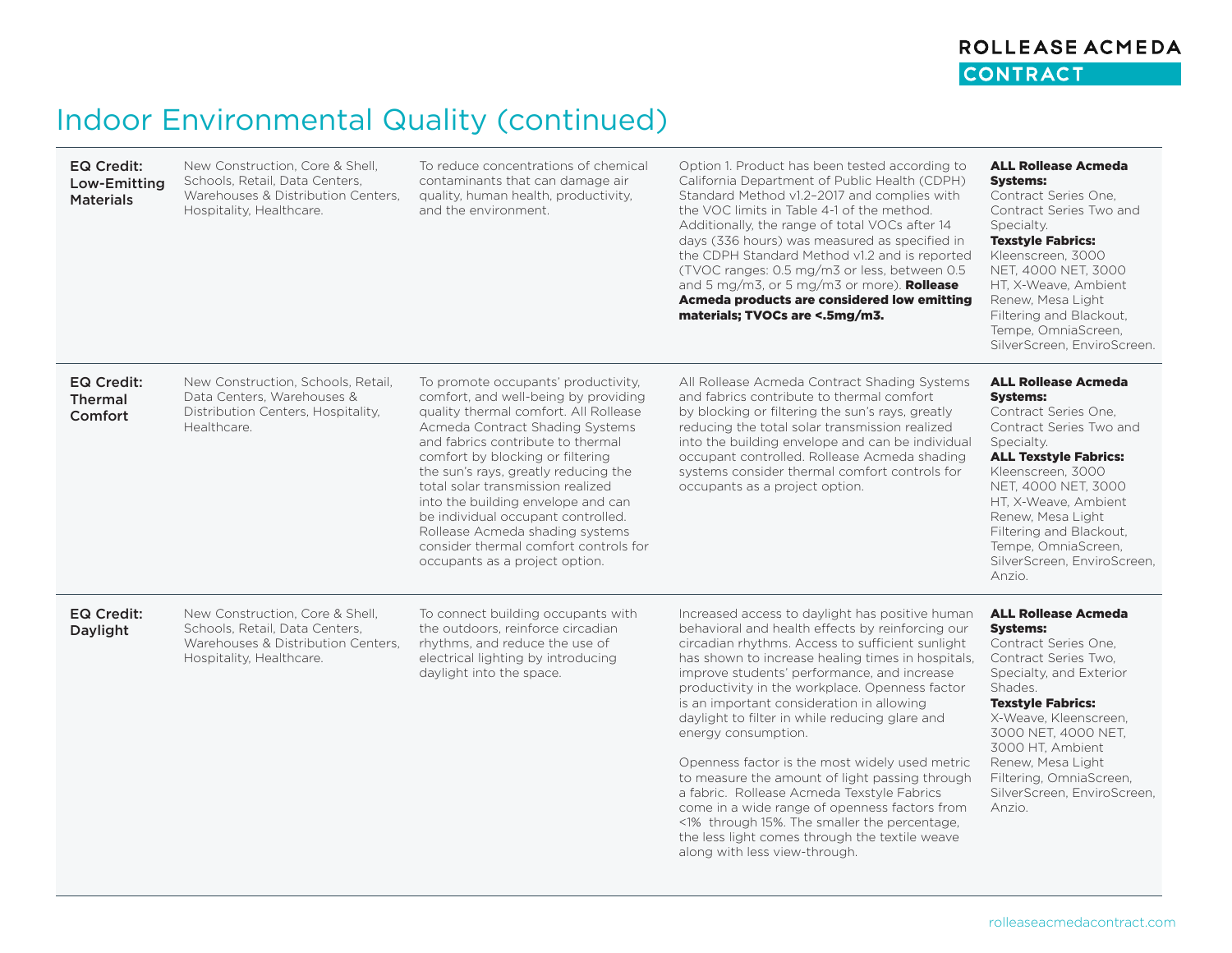# Indoor Environmental Quality (continued)

| | | | | |
|---|---|---|---|---|
| **EQ Credit: Low-Emitting Materials** | New Construction, Core & Shell, Schools, Retail, Data Centers, Warehouses & Distribution Centers, Hospitality, Healthcare. | To reduce concentrations of chemical contaminants that can damage air quality, human health, productivity, and the environment. | Option 1. Product has been tested according to California Department of Public Health (CDPH) Standard Method v1.2–2017 and complies with the VOC limits in Table 4-1 of the method. Additionally, the range of total VOCs after 14 days (336 hours) was measured as specified in the CDPH Standard Method v1.2 and is reported (TVOC ranges: 0.5 mg/m3 or less, between 0.5 and 5 mg/m3, or 5 mg/m3 or more). **Rollease Acmeda products are considered low emitting materials; TVOCs are <.5mg/m3.** | **ALL Rollease Acmeda Systems:** Contract Series One, Contract Series Two and Specialty. **Texstyle Fabrics:** Kleenscreen, 3000 NET, 4000 NET, 3000 HT, X-Weave, Ambient Renew, Mesa Light Filtering and Blackout, Tempe, OmniaScreen, SilverScreen, EnviroScreen. |
| **EQ Credit: Thermal Comfort** | New Construction, Schools, Retail, Data Centers, Warehouses & Distribution Centers, Hospitality, Healthcare. | To promote occupants' productivity, comfort, and well-being by providing quality thermal comfort. All Rollease Acmeda Contract Shading Systems and fabrics contribute to thermal comfort by blocking or filtering the sun's rays, greatly reducing the total solar transmission realized into the building envelope and can be individual occupant controlled. Rollease Acmeda shading systems consider thermal comfort controls for occupants as a project option. | All Rollease Acmeda Contract Shading Systems and fabrics contribute to thermal comfort by blocking or filtering the sun's rays, greatly reducing the total solar transmission realized into the building envelope and can be individual occupant controlled. Rollease Acmeda shading systems consider thermal comfort controls for occupants as a project option. | **ALL Rollease Acmeda Systems:** Contract Series One, Contract Series Two and Specialty. **ALL Texstyle Fabrics:** Kleenscreen, 3000 NET, 4000 NET, 3000 HT, X-Weave, Ambient Renew, Mesa Light Filtering and Blackout, Tempe, OmniaScreen, SilverScreen, EnviroScreen, Anzio. |
| **EQ Credit: Daylight** | New Construction, Core & Shell, Schools, Retail, Data Centers, Warehouses & Distribution Centers, Hospitality, Healthcare. | To connect building occupants with the outdoors, reinforce circadian rhythms, and reduce the use of electrical lighting by introducing daylight into the space. | Increased access to daylight has positive human behavioral and health effects by reinforcing our circadian rhythms. Access to sufficient sunlight has shown to increase healing times in hospitals, improve students' performance, and increase productivity in the workplace. Openness factor is an important consideration in allowing daylight to filter in while reducing glare and energy consumption.<br><br>Openness factor is the most widely used metric to measure the amount of light passing through a fabric. Rollease Acmeda Texstyle Fabrics come in a wide range of openness factors from <1% through 15%. The smaller the percentage, the less light comes through the textile weave along with less view-through. | **ALL Rollease Acmeda Systems:** Contract Series One, Contract Series Two, Specialty, and Exterior Shades. **Texstyle Fabrics:** X-Weave, Kleenscreen, 3000 NET, 4000 NET, 3000 HT, Ambient Renew, Mesa Light Filtering, OmniaScreen, SilverScreen, EnviroScreen, Anzio. |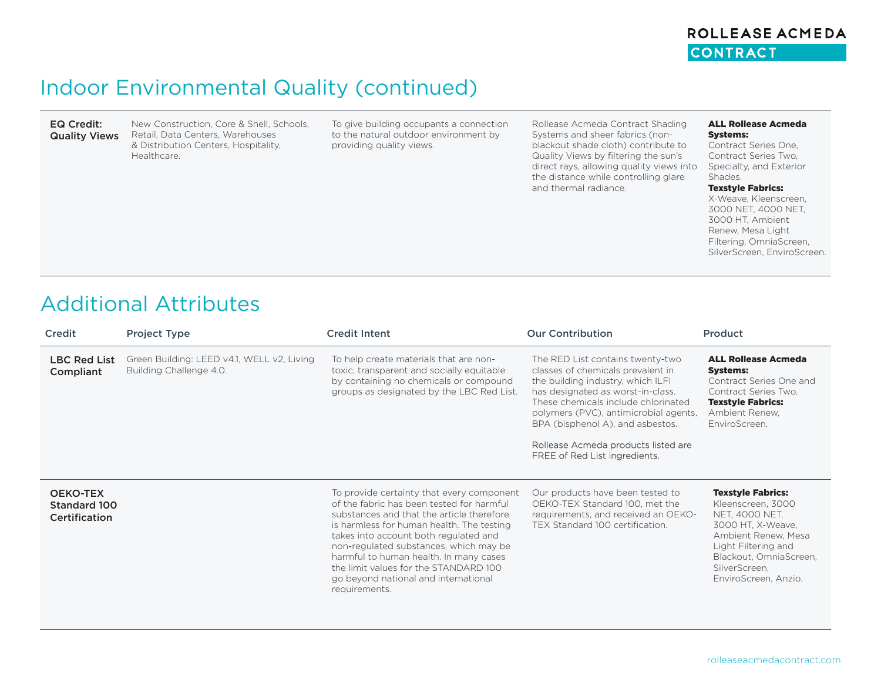# Indoor Environmental Quality (continued)

| | | | | |
|---|---|---|---|---|
| **EQ Credit: Quality Views** | New Construction, Core & Shell, Schools, Retail, Data Centers, Warehouses & Distribution Centers, Hospitality, Healthcare. | To give building occupants a connection to the natural outdoor environment by providing quality views. | Rollease Acmeda Contract Shading Systems and sheer fabrics (non-blackout shade cloth) contribute to Quality Views by filtering the sun's direct rays, allowing quality views into the distance while controlling glare and thermal radiance. | **ALL Rollease Acmeda Systems:** Contract Series One, Contract Series Two, Specialty, and Exterior Shades. **Texstyle Fabrics:** X-Weave, Kleenscreen, 3000 NET, 4000 NET, 3000 HT, Ambient Renew, Mesa Light Filtering, OmniaScreen, SilverScreen, EnviroScreen. |

# Additional Attributes

| Credit | Project Type | Credit Intent | Our Contribution | Product |
|---|---|---|---|---|
| **LBC Red List Compliant** | Green Building: LEED v4.1, WELL v2, Living Building Challenge 4.0. | To help create materials that are non-toxic, transparent and socially equitable by containing no chemicals or compound groups as designated by the LBC Red List. | The RED List contains twenty-two classes of chemicals prevalent in the building industry, which ILFI has designated as worst-in-class. These chemicals include chlorinated polymers (PVC), antimicrobial agents, BPA (bisphenol A), and asbestos.<br><br>Rollease Acmeda products listed are FREE of Red List ingredients. | **ALL Rollease Acmeda Systems:** Contract Series One and Contract Series Two. **Texstyle Fabrics:** Ambient Renew, EnviroScreen. |
| **OEKO-TEX Standard 100 Certification** | | To provide certainty that every component of the fabric has been tested for harmful substances and that the article therefore is harmless for human health. The testing takes into account both regulated and non-regulated substances, which may be harmful to human health. In many cases the limit values for the STANDARD 100 go beyond national and international requirements. | Our products have been tested to OEKO-TEX Standard 100, met the requirements, and received an OEKO-TEX Standard 100 certification. | **Texstyle Fabrics:** Kleenscreen, 3000 NET, 4000 NET, 3000 HT, X-Weave, Ambient Renew, Mesa Light Filtering and Blackout, OmniaScreen, SilverScreen, EnviroScreen, Anzio. |

rolleaseacmedacontract.com